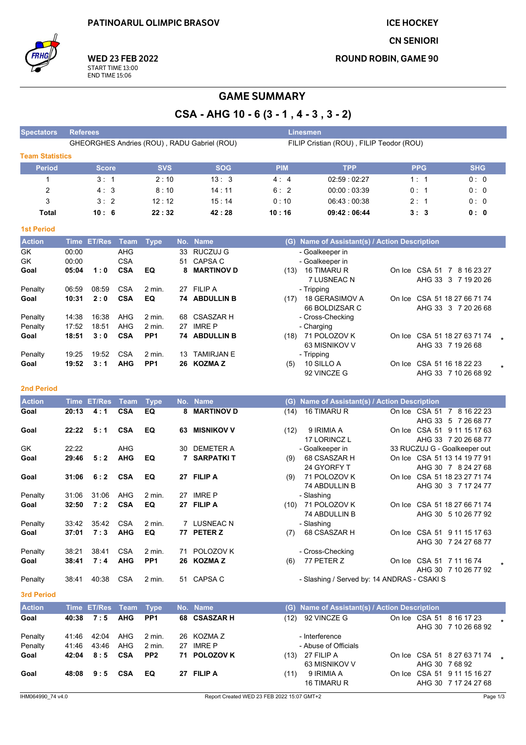PATINOARUL OLIMPIC BRASOV

ICE HOCKEY

CN SENIORI

ROUND ROBIN, GAME 90

**WED 23 FEB 2022**
START TIME 13:00
END TIME 15:06

# GAME SUMMARY

## CSA - AHG 10 - 6 (3 - 1 , 4 - 3 , 3 - 2)

| Spectators | Referees | Linesmen |
|---|---|---|
| | GHEORGHES Andries (ROU) , RADU Gabriel (ROU) | FILIP Cristian (ROU) , FILIP Teodor (ROU) |

### Team Statistics

| Period | Score | SVS | SOG | PIM | TPP | PPG | SHG |
|---|---|---|---|---|---|---|---|
| 1 | 3 : 1 | 2 : 10 | 13 : 3 | 4 : 4 | 02:59 : 02:27 | 1 : 1 | 0 : 0 |
| 2 | 4 : 3 | 8 : 10 | 14 : 11 | 6 : 2 | 00:00 : 03:39 | 0 : 1 | 0 : 0 |
| 3 | 3 : 2 | 12 : 12 | 15 : 14 | 0 : 10 | 06:43 : 00:38 | 2 : 1 | 0 : 0 |
| **Total** | **10 : 6** | **22 : 32** | **42 : 28** | **10 : 16** | **09:42 : 06:44** | **3 : 3** | **0 : 0** |

### 1st Period

| Action | Time | ET/Res | Team | Type | No. | Name | (G) | Name of Assistant(s) / Action Description | On Ice | |
|---|---|---|---|---|---|---|---|---|---|---|
| GK | 00:00 | | AHG | | 33 | RUCZUJ G | | - Goalkeeper in | | |
| GK | 00:00 | | CSA | | 51 | CAPSA C | | - Goalkeeper in | | |
| **Goal** | **05:04** | **1 : 0** | **CSA** | **EQ** | **8** | **MARTINOV D** | (13) | 16 TIMARU R<br>7 LUSNEAC N | On Ice CSA 51 7 8 16 23 27<br>AHG 33 3 7 19 20 26 | |
| Penalty | 06:59 | 08:59 | CSA | 2 min. | 27 | FILIP A | | - Tripping | | |
| **Goal** | **10:31** | **2 : 0** | **CSA** | **EQ** | **74** | **ABDULLIN B** | (17) | 18 GERASIMOV A<br>66 BOLDIZSAR C | On Ice CSA 51 18 27 66 71 74<br>AHG 33 3 7 20 26 68 | |
| Penalty | 14:38 | 16:38 | AHG | 2 min. | 68 | CSASZAR H | | - Cross-Checking | | |
| Penalty | 17:52 | 18:51 | AHG | 2 min. | 27 | IMRE P | | - Charging | | |
| **Goal** | **18:51** | **3 : 0** | **CSA** | **PP1** | **74** | **ABDULLIN B** | (18) | 71 POLOZOV K<br>63 MISNIKOV V | On Ice CSA 51 18 27 63 71 74<br>AHG 33 7 19 26 68 | * |
| Penalty | 19:25 | 19:52 | CSA | 2 min. | 13 | TAMIRJAN E | | - Tripping | | |
| **Goal** | **19:52** | **3 : 1** | **AHG** | **PP1** | **26** | **KOZMA Z** | (5) | 10 SILLO A<br>92 VINCZE G | On Ice CSA 51 16 18 22 23<br>AHG 33 7 10 26 68 92 | * |

### 2nd Period

| Action | Time | ET/Res | Team | Type | No. | Name | (G) | Name of Assistant(s) / Action Description | On Ice | |
|---|---|---|---|---|---|---|---|---|---|---|
| **Goal** | **20:13** | **4 : 1** | **CSA** | **EQ** | **8** | **MARTINOV D** | (14) | 16 TIMARU R | On Ice CSA 51 7 8 16 22 23<br>AHG 33 5 7 26 68 77 | |
| **Goal** | **22:22** | **5 : 1** | **CSA** | **EQ** | **63** | **MISNIKOV V** | (12) | 9 IRIMIA A<br>17 LORINCZ L | On Ice CSA 51 9 11 15 17 63<br>AHG 33 7 20 26 68 77 | |
| GK | 22:22 | | AHG | | 30 | DEMETER A | | - Goalkeeper in | 33 RUCZUJ G - Goalkeeper out | |
| **Goal** | **29:46** | **5 : 2** | **AHG** | **EQ** | **7** | **SARPATKI T** | (9) | 68 CSASZAR H<br>24 GYORFY T | On Ice CSA 51 13 14 19 77 91<br>AHG 30 7 8 24 27 68 | |
| **Goal** | **31:06** | **6 : 2** | **CSA** | **EQ** | **27** | **FILIP A** | (9) | 71 POLOZOV K<br>74 ABDULLIN B | On Ice CSA 51 18 22 27 71 74<br>AHG 30 3 7 17 24 77 | |
| Penalty | 31:06 | 31:06 | AHG | 2 min. | 27 | IMRE P | | - Slashing | | |
| **Goal** | **32:50** | **7 : 2** | **CSA** | **EQ** | **27** | **FILIP A** | (10) | 71 POLOZOV K<br>74 ABDULLIN B | On Ice CSA 51 18 27 66 71 74<br>AHG 30 5 10 26 77 92 | |
| Penalty | 33:42 | 35:42 | CSA | 2 min. | 7 | LUSNEAC N | | - Slashing | | |
| **Goal** | **37:01** | **7 : 3** | **AHG** | **EQ** | **77** | **PETER Z** | (7) | 68 CSASZAR H | On Ice CSA 51 9 11 15 17 63<br>AHG 30 7 24 27 68 77 | |
| Penalty | 38:21 | 38:41 | CSA | 2 min. | 71 | POLOZOV K | | - Cross-Checking | | |
| **Goal** | **38:41** | **7 : 4** | **AHG** | **PP1** | **26** | **KOZMA Z** | (6) | 77 PETER Z | On Ice CSA 51 7 11 16 74<br>AHG 30 7 10 26 77 92 | * |
| Penalty | 38:41 | 40:38 | CSA | 2 min. | 51 | CAPSA C | | - Slashing / Served by: 14 ANDRAS - CSAKI S | | |

### 3rd Period

| Action | Time | ET/Res | Team | Type | No. | Name | (G) | Name of Assistant(s) / Action Description | On Ice | |
|---|---|---|---|---|---|---|---|---|---|---|
| **Goal** | **40:38** | **7 : 5** | **AHG** | **PP1** | **68** | **CSASZAR H** | (12) | 92 VINCZE G | On Ice CSA 51 8 16 17 23<br>AHG 30 7 10 26 68 92 | * |
| Penalty | 41:46 | 42:04 | AHG | 2 min. | 26 | KOZMA Z | | - Interference | | |
| Penalty | 41:46 | 43:46 | AHG | 2 min. | 27 | IMRE P | | - Abuse of Officials | | |
| **Goal** | **42:04** | **8 : 5** | **CSA** | **PP2** | **71** | **POLOZOV K** | (13) | 27 FILIP A<br>63 MISNIKOV V | On Ice CSA 51 8 27 63 71 74<br>AHG 30 7 68 92 | * |
| **Goal** | **48:08** | **9 : 5** | **CSA** | **EQ** | **27** | **FILIP A** | (11) | 9 IRIMIA A<br>16 TIMARU R | On Ice CSA 51 9 11 15 16 27<br>AHG 30 7 17 24 27 68 | |

IHM064990_74 v4.0 Report Created WED 23 FEB 2022 15:07 GMT+2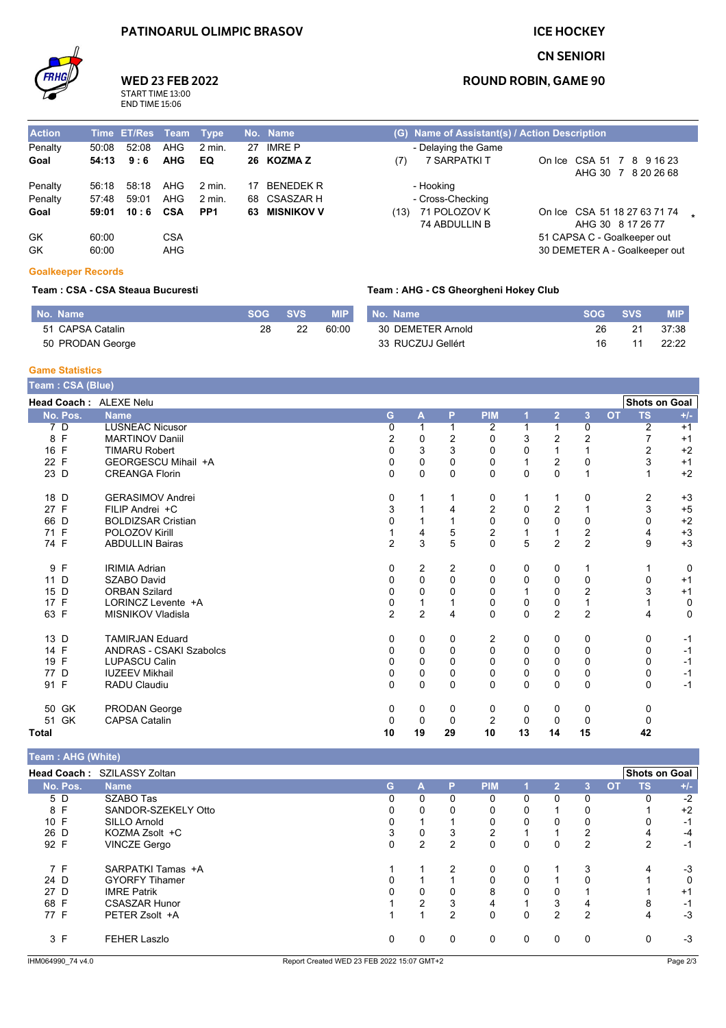PATINOARUL OLIMPIC BRASOV

**WED 23 FEB 2022**
START TIME 13:00
END TIME 15:06

ICE HOCKEY
CN SENIORI
ROUND ROBIN, GAME 90

| Action | Time | ET/Res | Team | Type | No. | Name | (G) | Name of Assistant(s) / Action Description | |
|---|---|---|---|---|---|---|---|---|---|
| Penalty | 50:08 | 52:08 | AHG | 2 min. | 27 | IMRE P | | - Delaying the Game | |
| **Goal** | **54:13** | **9 : 6** | **AHG** | **EQ** | **26** | **KOZMA Z** | (7) | 7 SARPATKI T | On Ice CSA 51 7 8 9 16 23 AHG 30 7 8 20 26 68 |
| Penalty | 56:18 | 58:18 | AHG | 2 min. | 17 | BENEDEK R | | - Hooking | |
| Penalty | 57:48 | 59:01 | AHG | 2 min. | 68 | CSASZAR H | | - Cross-Checking | |
| **Goal** | **59:01** | **10 : 6** | **CSA** | **PP1** | **63** | **MISNIKOV V** | (13) | 71 POLOZOV K 74 ABDULLIN B | On Ice CSA 51 18 27 63 71 74 AHG 30 8 17 26 77 * |
| GK | 60:00 | | CSA | | | | | | 51 CAPSA C - Goalkeeper out |
| GK | 60:00 | | AHG | | | | | | 30 DEMETER A - Goalkeeper out |

## Goalkeeper Records

**Team : CSA - CSA Steaua Bucuresti**

| No. Name | SOG | SVS | MIP |
|---|---|---|---|
| 51 CAPSA Catalin | 28 | 22 | 60:00 |
| 50 PRODAN George | | | |

**Team : AHG - CS Gheorgheni Hokey Club**

| No. Name | SOG | SVS | MIP |
|---|---|---|---|
| 30 DEMETER Arnold | 26 | 21 | 37:38 |
| 33 RUCZUJ Gellért | 16 | 11 | 22:22 |

## Game Statistics

**Team : CSA (Blue)**

**Head Coach :** ALEXE Nelu

| No. | Pos. | Name | G | A | P | PIM | 1 | 2 | 3 | OT | TS | +/- |
|---|---|---|---|---|---|---|---|---|---|---|---|---|
| 7 | D | LUSNEAC Nicusor | 0 | 1 | 1 | 2 | 1 | 1 | 0 | | 2 | +1 |
| 8 | F | MARTINOV Daniil | 2 | 0 | 2 | 0 | 3 | 2 | 2 | | 7 | +1 |
| 16 | F | TIMARU Robert | 0 | 3 | 3 | 0 | 0 | 1 | 1 | | 2 | +2 |
| 22 | F | GEORGESCU Mihail +A | 0 | 0 | 0 | 0 | 1 | 2 | 0 | | 3 | +1 |
| 23 | D | CREANGA Florin | 0 | 0 | 0 | 0 | 0 | 0 | 1 | | 1 | +2 |
| 18 | D | GERASIMOV Andrei | 0 | 1 | 1 | 0 | 1 | 1 | 0 | | 2 | +3 |
| 27 | F | FILIP Andrei +C | 3 | 1 | 4 | 2 | 0 | 2 | 1 | | 3 | +5 |
| 66 | D | BOLDIZSAR Cristian | 0 | 1 | 1 | 0 | 0 | 0 | 0 | | 0 | +2 |
| 71 | F | POLOZOV Kirill | 1 | 4 | 5 | 2 | 1 | 1 | 2 | | 4 | +3 |
| 74 | F | ABDULLIN Bairas | 2 | 3 | 5 | 0 | 5 | 2 | 2 | | 9 | +3 |
| 9 | F | IRIMIA Adrian | 0 | 2 | 2 | 0 | 0 | 0 | 1 | | 1 | 0 |
| 11 | D | SZABO David | 0 | 0 | 0 | 0 | 0 | 0 | 0 | | 0 | +1 |
| 15 | D | ORBAN Szilard | 0 | 0 | 0 | 0 | 1 | 0 | 2 | | 3 | +1 |
| 17 | F | LORINCZ Levente +A | 0 | 1 | 1 | 0 | 0 | 0 | 1 | | 1 | 0 |
| 63 | F | MISNIKOV Vladisla | 2 | 2 | 4 | 0 | 0 | 2 | 2 | | 4 | 0 |
| 13 | D | TAMIRJAN Eduard | 0 | 0 | 0 | 2 | 0 | 0 | 0 | | 0 | -1 |
| 14 | F | ANDRAS - CSAKI Szabolcs | 0 | 0 | 0 | 0 | 0 | 0 | 0 | | 0 | -1 |
| 19 | F | LUPASCU Calin | 0 | 0 | 0 | 0 | 0 | 0 | 0 | | 0 | -1 |
| 77 | D | IUZEEV Mikhail | 0 | 0 | 0 | 0 | 0 | 0 | 0 | | 0 | -1 |
| 91 | F | RADU Claudiu | 0 | 0 | 0 | 0 | 0 | 0 | 0 | | 0 | -1 |
| 50 | GK | PRODAN George | 0 | 0 | 0 | 0 | 0 | 0 | 0 | | 0 | |
| 51 | GK | CAPSA Catalin | 0 | 0 | 0 | 2 | 0 | 0 | 0 | | 0 | |
| **Total** | | | **10** | **19** | **29** | **10** | **13** | **14** | **15** | | **42** | |

**Team : AHG (White)**

**Head Coach :** SZILASSY Zoltan

| No. | Pos. | Name | G | A | P | PIM | 1 | 2 | 3 | OT | TS | +/- |
|---|---|---|---|---|---|---|---|---|---|---|---|---|
| 5 | D | SZABO Tas | 0 | 0 | 0 | 0 | 0 | 0 | 0 | | 0 | -2 |
| 8 | F | SANDOR-SZEKELY Otto | 0 | 0 | 0 | 0 | 0 | 1 | 0 | | 1 | +2 |
| 10 | F | SILLO Arnold | 0 | 1 | 1 | 0 | 0 | 0 | 0 | | 0 | -1 |
| 26 | D | KOZMA Zsolt +C | 3 | 0 | 3 | 2 | 1 | 1 | 2 | | 4 | -4 |
| 92 | F | VINCZE Gergo | 0 | 2 | 2 | 0 | 0 | 0 | 2 | | 2 | -1 |
| 7 | F | SARPATKI Tamas +A | 1 | 1 | 2 | 0 | 0 | 1 | 3 | | 4 | -3 |
| 24 | D | GYORFY Tihamer | 0 | 1 | 1 | 0 | 0 | 1 | 0 | | 1 | 0 |
| 27 | D | IMRE Patrik | 0 | 0 | 0 | 8 | 0 | 0 | 1 | | 1 | +1 |
| 68 | F | CSASZAR Hunor | 1 | 2 | 3 | 4 | 1 | 3 | 4 | | 8 | -1 |
| 77 | F | PETER Zsolt +A | 1 | 1 | 2 | 0 | 0 | 2 | 2 | | 4 | -3 |
| 3 | F | FEHER Laszlo | 0 | 0 | 0 | 0 | 0 | 0 | 0 | | 0 | -3 |

IHM064990_74 v4.0 Report Created WED 23 FEB 2022 15:07 GMT+2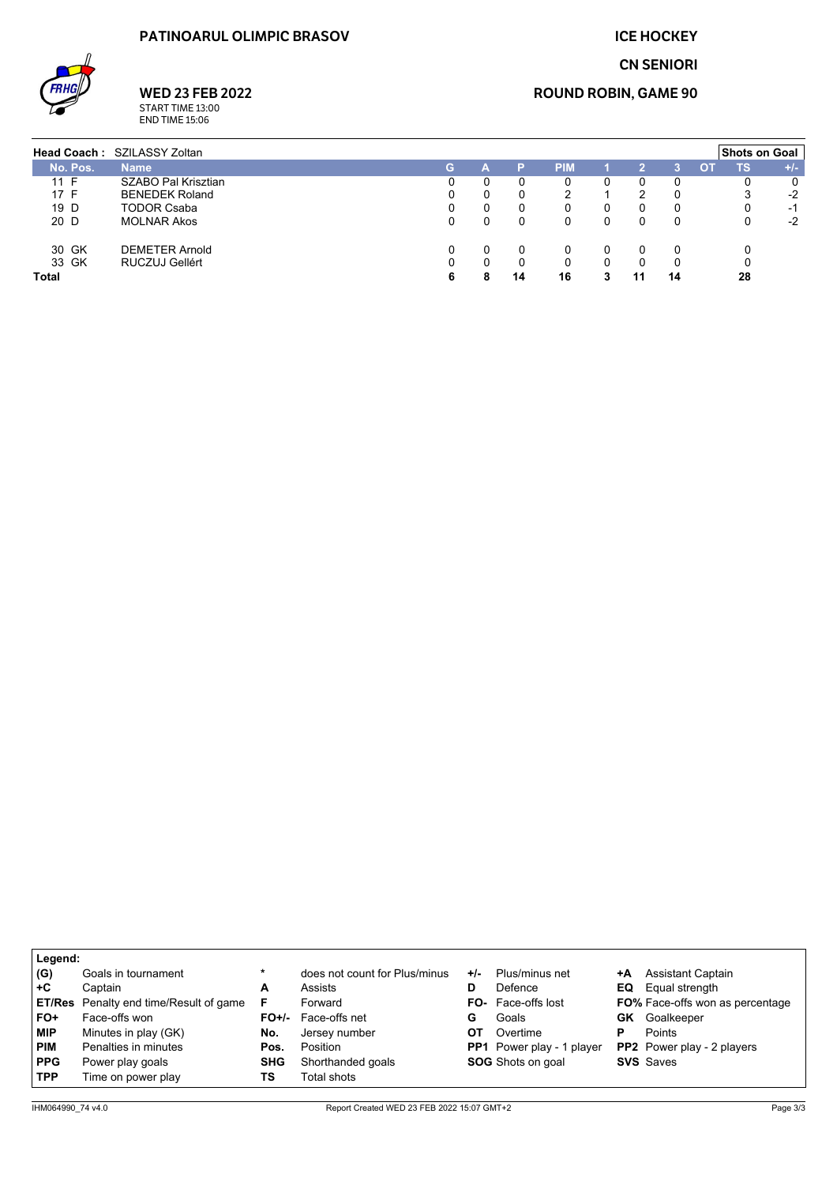PATINOARUL OLIMPIC BRASOV

ICE HOCKEY

CN SENIORI

**WED 23 FEB 2022**
START TIME 13:00
END TIME 15:06

**ROUND ROBIN, GAME 90**

**Head Coach :** SZILASSY Zoltan

| No. | Pos. | Name | G | A | P | PIM | 1 | 2 | 3 | OT | TS | +/- |
|---|---|---|---|---|---|---|---|---|---|---|---|---|
| | | | | | | | | Shots on Goal | | | | |
| 11 | F | SZABO Pal Krisztian | 0 | 0 | 0 | 0 | 0 | 0 | 0 | | 0 | 0 |
| 17 | F | BENEDEK Roland | 0 | 0 | 0 | 2 | 1 | 2 | 0 | | 3 | -2 |
| 19 | D | TODOR Csaba | 0 | 0 | 0 | 0 | 0 | 0 | 0 | | 0 | -1 |
| 20 | D | MOLNAR Akos | 0 | 0 | 0 | 0 | 0 | 0 | 0 | | 0 | -2 |
| 30 | GK | DEMETER Arnold | 0 | 0 | 0 | 0 | 0 | 0 | 0 | | 0 | |
| 33 | GK | RUCZUJ Gellért | 0 | 0 | 0 | 0 | 0 | 0 | 0 | | 0 | |
| **Total** | | | **6** | **8** | **14** | **16** | **3** | **11** | **14** | | **28** | |

**Legend:**

| | | | | | | | |
|---|---|---|---|---|---|---|---|
| **(G)** | Goals in tournament | **\*** | does not count for Plus/minus | **+/-** | Plus/minus net | **+A** | Assistant Captain |
| **+C** | Captain | **A** | Assists | **D** | Defence | **EQ** | Equal strength |
| **ET/Res** | Penalty end time/Result of game | **F** | Forward | **FO-** | Face-offs lost | **FO%** | Face-offs won as percentage |
| **FO+** | Face-offs won | **FO+/-** | Face-offs net | **G** | Goals | **GK** | Goalkeeper |
| **MIP** | Minutes in play (GK) | **No.** | Jersey number | **OT** | Overtime | **P** | Points |
| **PIM** | Penalties in minutes | **Pos.** | Position | **PP1** | Power play - 1 player | **PP2** | Power play - 2 players |
| **PPG** | Power play goals | **SHG** | Shorthanded goals | **SOG** | Shots on goal | **SVS** | Saves |
| **TPP** | Time on power play | **TS** | Total shots | | | | |

IHM064990_74 v4.0 Report Created WED 23 FEB 2022 15:07 GMT+2